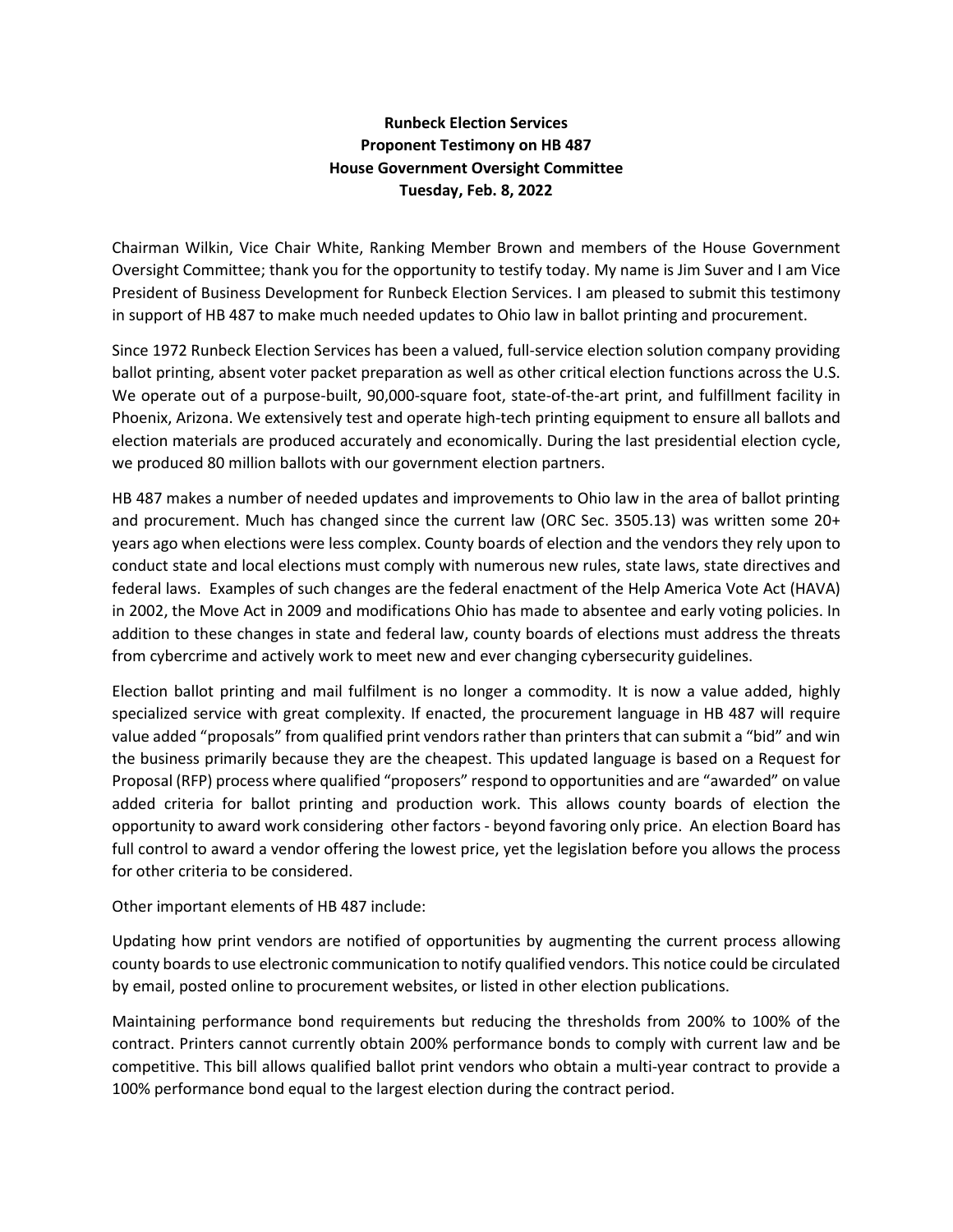**Runbeck Election Services**
**Proponent Testimony on HB 487**
**House Government Oversight Committee**
**Tuesday, Feb. 8, 2022**

Chairman Wilkin, Vice Chair White, Ranking Member Brown and members of the House Government Oversight Committee; thank you for the opportunity to testify today. My name is Jim Suver and I am Vice President of Business Development for Runbeck Election Services. I am pleased to submit this testimony in support of HB 487 to make much needed updates to Ohio law in ballot printing and procurement.

Since 1972 Runbeck Election Services has been a valued, full-service election solution company providing ballot printing, absent voter packet preparation as well as other critical election functions across the U.S. We operate out of a purpose-built, 90,000-square foot, state-of-the-art print, and fulfillment facility in Phoenix, Arizona. We extensively test and operate high-tech printing equipment to ensure all ballots and election materials are produced accurately and economically. During the last presidential election cycle, we produced 80 million ballots with our government election partners.

HB 487 makes a number of needed updates and improvements to Ohio law in the area of ballot printing and procurement. Much has changed since the current law (ORC Sec. 3505.13) was written some 20+ years ago when elections were less complex. County boards of election and the vendors they rely upon to conduct state and local elections must comply with numerous new rules, state laws, state directives and federal laws. Examples of such changes are the federal enactment of the Help America Vote Act (HAVA) in 2002, the Move Act in 2009 and modifications Ohio has made to absentee and early voting policies. In addition to these changes in state and federal law, county boards of elections must address the threats from cybercrime and actively work to meet new and ever changing cybersecurity guidelines.

Election ballot printing and mail fulfilment is no longer a commodity. It is now a value added, highly specialized service with great complexity. If enacted, the procurement language in HB 487 will require value added "proposals" from qualified print vendors rather than printers that can submit a "bid" and win the business primarily because they are the cheapest. This updated language is based on a Request for Proposal (RFP) process where qualified "proposers" respond to opportunities and are "awarded" on value added criteria for ballot printing and production work. This allows county boards of election the opportunity to award work considering other factors - beyond favoring only price. An election Board has full control to award a vendor offering the lowest price, yet the legislation before you allows the process for other criteria to be considered.

Other important elements of HB 487 include:

Updating how print vendors are notified of opportunities by augmenting the current process allowing county boards to use electronic communication to notify qualified vendors. This notice could be circulated by email, posted online to procurement websites, or listed in other election publications.

Maintaining performance bond requirements but reducing the thresholds from 200% to 100% of the contract. Printers cannot currently obtain 200% performance bonds to comply with current law and be competitive. This bill allows qualified ballot print vendors who obtain a multi-year contract to provide a 100% performance bond equal to the largest election during the contract period.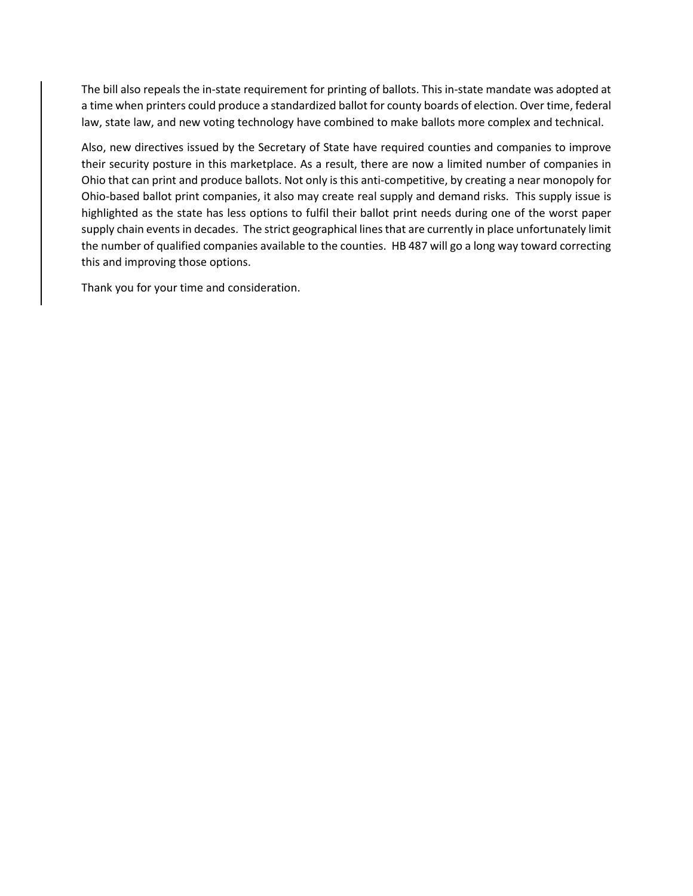The bill also repeals the in-state requirement for printing of ballots. This in-state mandate was adopted at a time when printers could produce a standardized ballot for county boards of election. Over time, federal law, state law, and new voting technology have combined to make ballots more complex and technical.

Also, new directives issued by the Secretary of State have required counties and companies to improve their security posture in this marketplace. As a result, there are now a limited number of companies in Ohio that can print and produce ballots. Not only is this anti-competitive, by creating a near monopoly for Ohio-based ballot print companies, it also may create real supply and demand risks. This supply issue is highlighted as the state has less options to fulfil their ballot print needs during one of the worst paper supply chain events in decades. The strict geographical lines that are currently in place unfortunately limit the number of qualified companies available to the counties. HB 487 will go a long way toward correcting this and improving those options.

Thank you for your time and consideration.